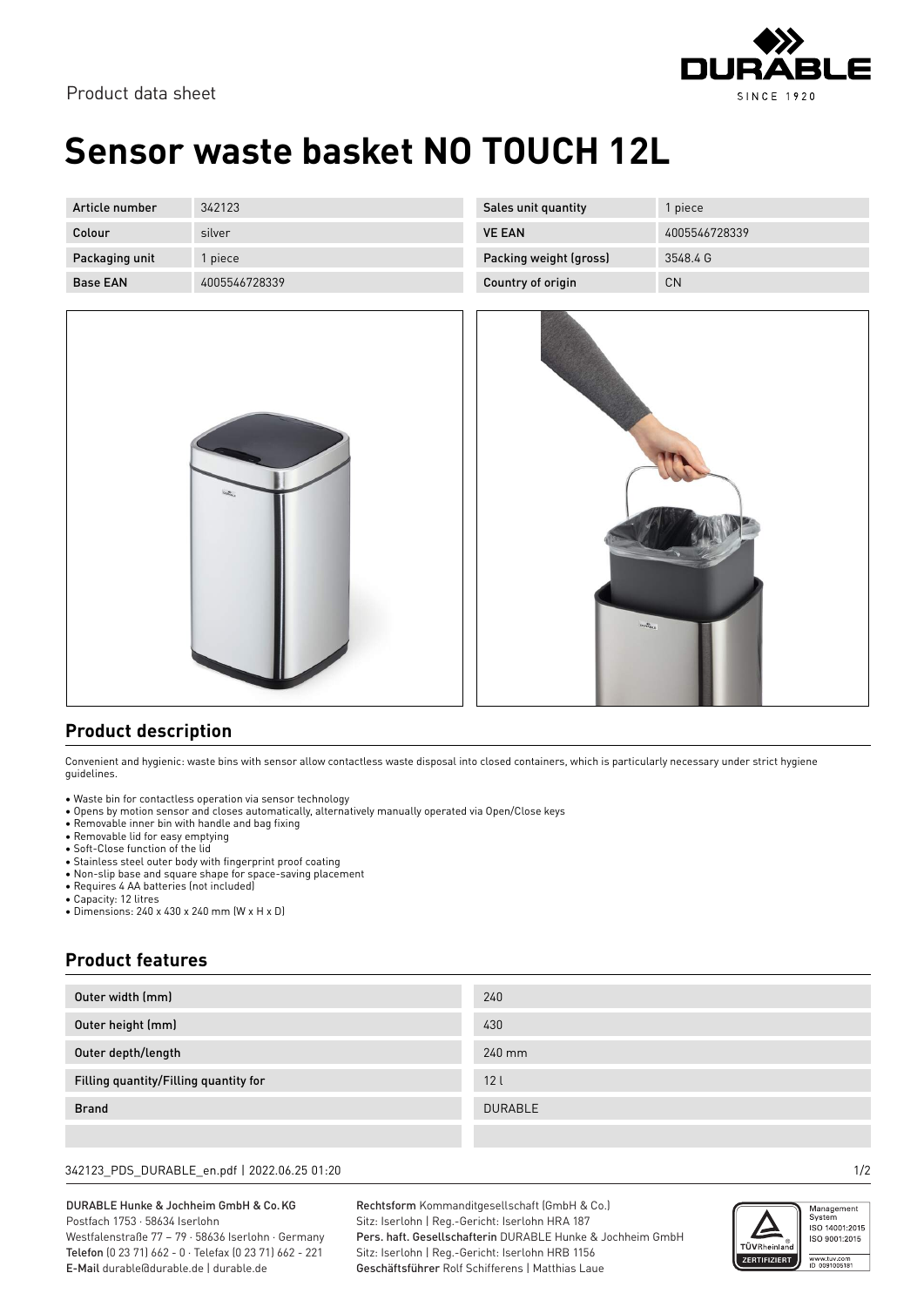Product data sheet

# Sensor waste basket NO TOUCH 12L

| Article number | 342123 | Sales unit quantity | 1 piece |
|---|---|---|---|
| Colour | silver | VE EAN | 4005546728339 |
| Packaging unit | 1 piece | Packing weight (gross) | 3548.4 G |
| Base EAN | 4005546728339 | Country of origin | CN |

## Product description

Convenient and hygienic: waste bins with sensor allow contactless waste disposal into closed containers, which is particularly necessary under strict hygiene guidelines.

- Waste bin for contactless operation via sensor technology
- Opens by motion sensor and closes automatically, alternatively manually operated via Open/Close keys
- Removable inner bin with handle and bag fixing
- Removable lid for easy emptying
- Soft-Close function of the lid
- Stainless steel outer body with fingerprint proof coating
- Non-slip base and square shape for space-saving placement
- Requires 4 AA batteries (not included)
- Capacity: 12 litres
- Dimensions: 240 x 430 x 240 mm (W x H x D)

## Product features

| Outer width (mm) | 240 |
|---|---|
| Outer height (mm) | 430 |
| Outer depth/length | 240 mm |
| Filling quantity/Filling quantity for | 12 l |
| Brand | DURABLE |

342123_PDS_DURABLE_en.pdf | 2022.06.25 01:20

DURABLE Hunke & Jochheim GmbH & Co.KG
Postfach 1753 · 58634 Iserlohn
Westfalenstraße 77 – 79 · 58636 Iserlohn · Germany
Telefon (0 23 71) 662 - 0 · Telefax (0 23 71) 662 - 221
E-Mail durable@durable.de | durable.de

Rechtsform Kommanditgesellschaft (GmbH & Co.)
Sitz: Iserlohn | Reg.-Gericht: Iserlohn HRA 187
Pers. haft. Gesellschafterin DURABLE Hunke & Jochheim GmbH
Sitz: Iserlohn | Reg.-Gericht: Iserlohn HRB 1156
Geschäftsführer Rolf Schifferens | Matthias Laue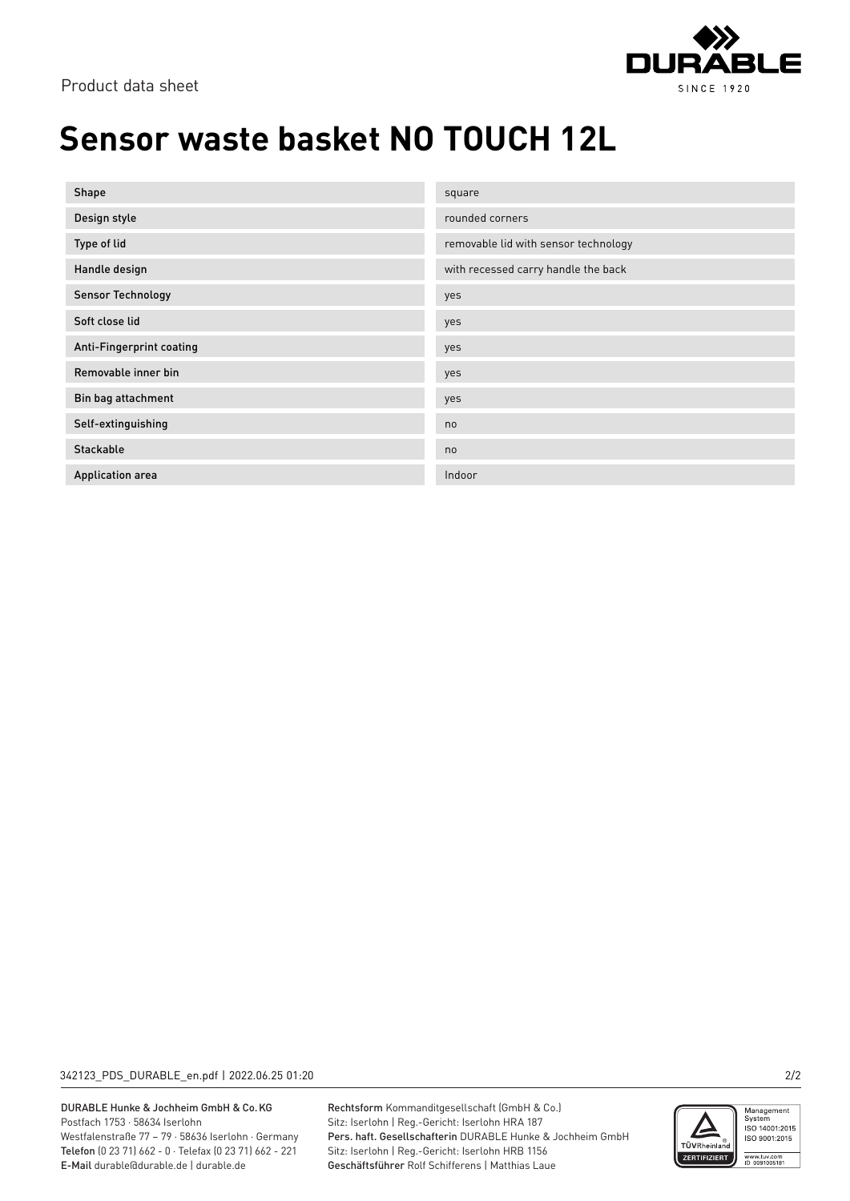# Sensor waste basket NO TOUCH 12L

| | |
|---|---|
| Shape | square |
| Design style | rounded corners |
| Type of lid | removable lid with sensor technology |
| Handle design | with recessed carry handle the back |
| Sensor Technology | yes |
| Soft close lid | yes |
| Anti-Fingerprint coating | yes |
| Removable inner bin | yes |
| Bin bag attachment | yes |
| Self-extinguishing | no |
| Stackable | no |
| Application area | Indoor |